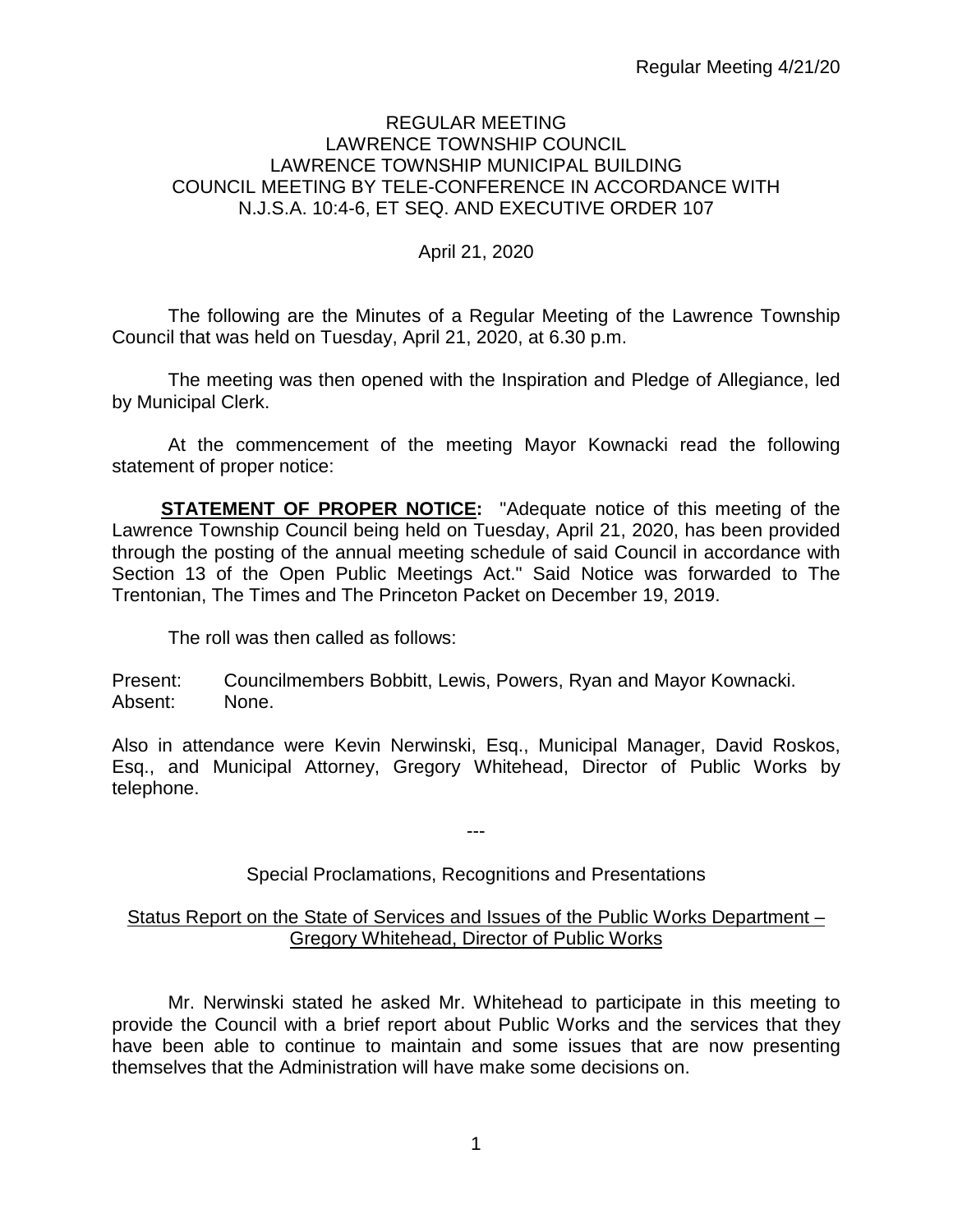# REGULAR MEETING
## LAWRENCE TOWNSHIP COUNCIL
## LAWRENCE TOWNSHIP MUNICIPAL BUILDING
## COUNCIL MEETING BY TELE-CONFERENCE IN ACCORDANCE WITH N.J.S.A. 10:4-6, ET SEQ. AND EXECUTIVE ORDER 107

April 21, 2020

The following are the Minutes of a Regular Meeting of the Lawrence Township Council that was held on Tuesday, April 21, 2020, at 6.30 p.m.

The meeting was then opened with the Inspiration and Pledge of Allegiance, led by Municipal Clerk.

At the commencement of the meeting Mayor Kownacki read the following statement of proper notice:

**STATEMENT OF PROPER NOTICE:** "Adequate notice of this meeting of the Lawrence Township Council being held on Tuesday, April 21, 2020, has been provided through the posting of the annual meeting schedule of said Council in accordance with Section 13 of the Open Public Meetings Act." Said Notice was forwarded to The Trentonian, The Times and The Princeton Packet on December 19, 2019.

The roll was then called as follows:

Present: Councilmembers Bobbitt, Lewis, Powers, Ryan and Mayor Kownacki.
Absent: None.

Also in attendance were Kevin Nerwinski, Esq., Municipal Manager, David Roskos, Esq., and Municipal Attorney, Gregory Whitehead, Director of Public Works by telephone.

---

Special Proclamations, Recognitions and Presentations

Status Report on the State of Services and Issues of the Public Works Department – Gregory Whitehead, Director of Public Works

Mr. Nerwinski stated he asked Mr. Whitehead to participate in this meeting to provide the Council with a brief report about Public Works and the services that they have been able to continue to maintain and some issues that are now presenting themselves that the Administration will have make some decisions on.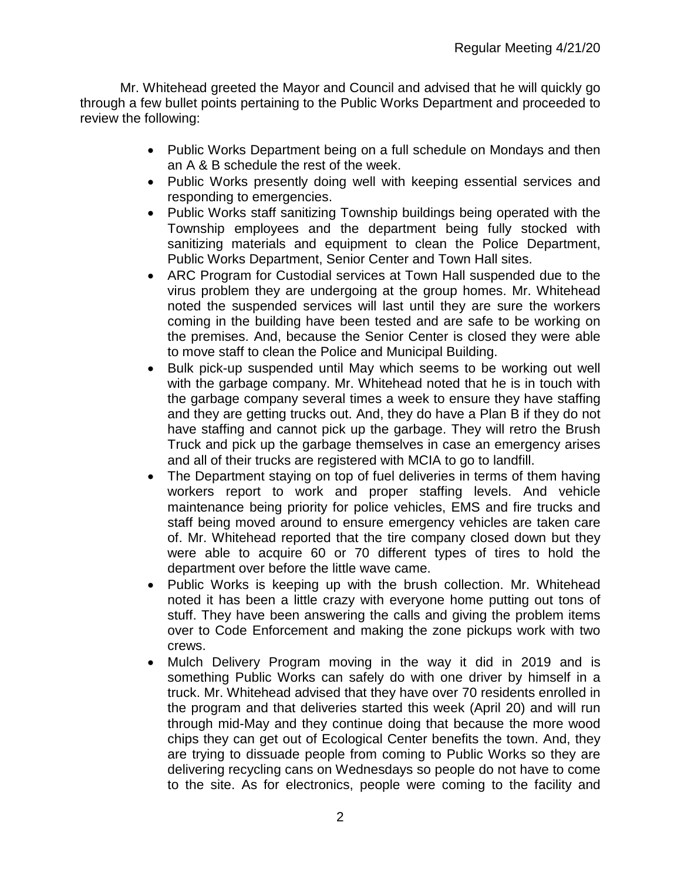Mr. Whitehead greeted the Mayor and Council and advised that he will quickly go through a few bullet points pertaining to the Public Works Department and proceeded to review the following:

- Public Works Department being on a full schedule on Mondays and then an A & B schedule the rest of the week.
- Public Works presently doing well with keeping essential services and responding to emergencies.
- Public Works staff sanitizing Township buildings being operated with the Township employees and the department being fully stocked with sanitizing materials and equipment to clean the Police Department, Public Works Department, Senior Center and Town Hall sites.
- ARC Program for Custodial services at Town Hall suspended due to the virus problem they are undergoing at the group homes. Mr. Whitehead noted the suspended services will last until they are sure the workers coming in the building have been tested and are safe to be working on the premises. And, because the Senior Center is closed they were able to move staff to clean the Police and Municipal Building.
- Bulk pick-up suspended until May which seems to be working out well with the garbage company. Mr. Whitehead noted that he is in touch with the garbage company several times a week to ensure they have staffing and they are getting trucks out. And, they do have a Plan B if they do not have staffing and cannot pick up the garbage. They will retro the Brush Truck and pick up the garbage themselves in case an emergency arises and all of their trucks are registered with MCIA to go to landfill.
- The Department staying on top of fuel deliveries in terms of them having workers report to work and proper staffing levels. And vehicle maintenance being priority for police vehicles, EMS and fire trucks and staff being moved around to ensure emergency vehicles are taken care of. Mr. Whitehead reported that the tire company closed down but they were able to acquire 60 or 70 different types of tires to hold the department over before the little wave came.
- Public Works is keeping up with the brush collection. Mr. Whitehead noted it has been a little crazy with everyone home putting out tons of stuff. They have been answering the calls and giving the problem items over to Code Enforcement and making the zone pickups work with two crews.
- Mulch Delivery Program moving in the way it did in 2019 and is something Public Works can safely do with one driver by himself in a truck. Mr. Whitehead advised that they have over 70 residents enrolled in the program and that deliveries started this week (April 20) and will run through mid-May and they continue doing that because the more wood chips they can get out of Ecological Center benefits the town. And, they are trying to dissuade people from coming to Public Works so they are delivering recycling cans on Wednesdays so people do not have to come to the site. As for electronics, people were coming to the facility and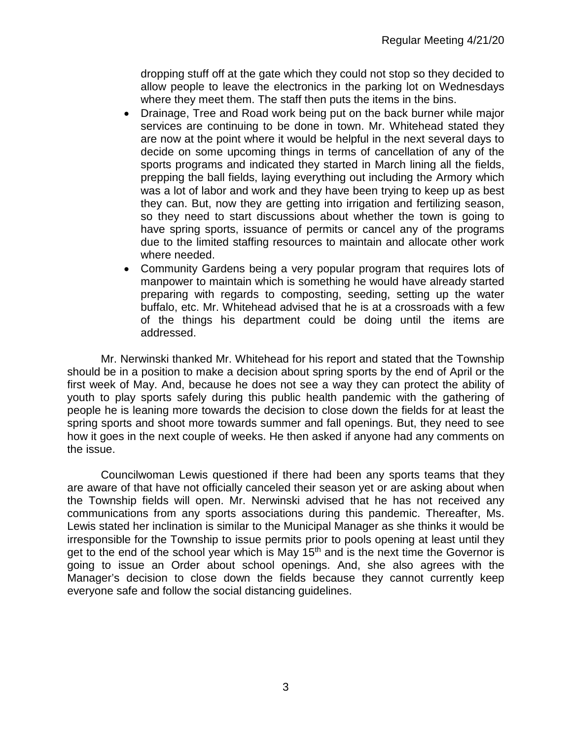dropping stuff off at the gate which they could not stop so they decided to allow people to leave the electronics in the parking lot on Wednesdays where they meet them. The staff then puts the items in the bins.

- Drainage, Tree and Road work being put on the back burner while major services are continuing to be done in town. Mr. Whitehead stated they are now at the point where it would be helpful in the next several days to decide on some upcoming things in terms of cancellation of any of the sports programs and indicated they started in March lining all the fields, prepping the ball fields, laying everything out including the Armory which was a lot of labor and work and they have been trying to keep up as best they can. But, now they are getting into irrigation and fertilizing season, so they need to start discussions about whether the town is going to have spring sports, issuance of permits or cancel any of the programs due to the limited staffing resources to maintain and allocate other work where needed.
- Community Gardens being a very popular program that requires lots of manpower to maintain which is something he would have already started preparing with regards to composting, seeding, setting up the water buffalo, etc. Mr. Whitehead advised that he is at a crossroads with a few of the things his department could be doing until the items are addressed.

Mr. Nerwinski thanked Mr. Whitehead for his report and stated that the Township should be in a position to make a decision about spring sports by the end of April or the first week of May. And, because he does not see a way they can protect the ability of youth to play sports safely during this public health pandemic with the gathering of people he is leaning more towards the decision to close down the fields for at least the spring sports and shoot more towards summer and fall openings. But, they need to see how it goes in the next couple of weeks. He then asked if anyone had any comments on the issue.

Councilwoman Lewis questioned if there had been any sports teams that they are aware of that have not officially canceled their season yet or are asking about when the Township fields will open. Mr. Nerwinski advised that he has not received any communications from any sports associations during this pandemic. Thereafter, Ms. Lewis stated her inclination is similar to the Municipal Manager as she thinks it would be irresponsible for the Township to issue permits prior to pools opening at least until they get to the end of the school year which is May 15th and is the next time the Governor is going to issue an Order about school openings. And, she also agrees with the Manager's decision to close down the fields because they cannot currently keep everyone safe and follow the social distancing guidelines.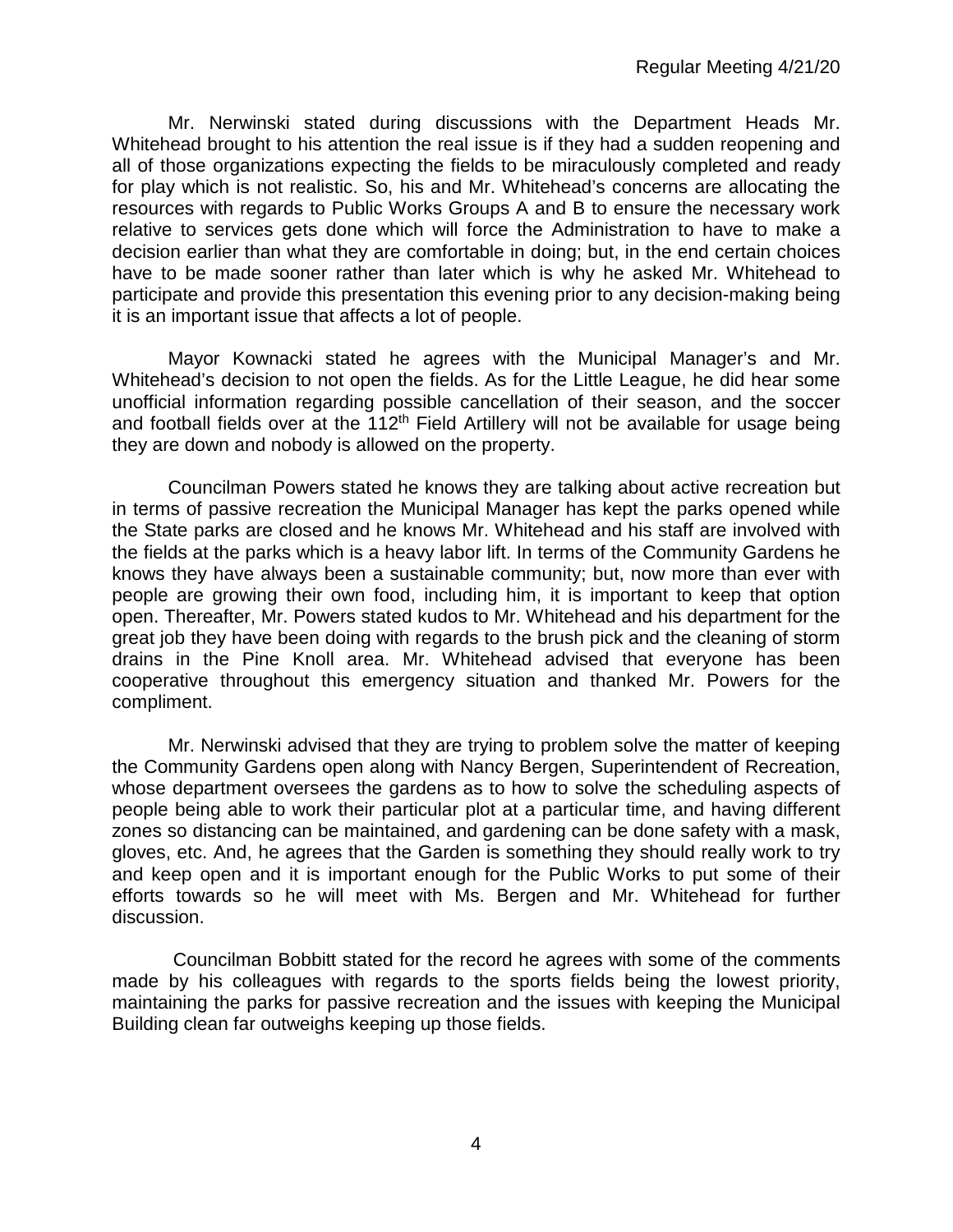Mr. Nerwinski stated during discussions with the Department Heads Mr. Whitehead brought to his attention the real issue is if they had a sudden reopening and all of those organizations expecting the fields to be miraculously completed and ready for play which is not realistic. So, his and Mr. Whitehead's concerns are allocating the resources with regards to Public Works Groups A and B to ensure the necessary work relative to services gets done which will force the Administration to have to make a decision earlier than what they are comfortable in doing; but, in the end certain choices have to be made sooner rather than later which is why he asked Mr. Whitehead to participate and provide this presentation this evening prior to any decision-making being it is an important issue that affects a lot of people.

Mayor Kownacki stated he agrees with the Municipal Manager's and Mr. Whitehead's decision to not open the fields. As for the Little League, he did hear some unofficial information regarding possible cancellation of their season, and the soccer and football fields over at the 112th Field Artillery will not be available for usage being they are down and nobody is allowed on the property.

Councilman Powers stated he knows they are talking about active recreation but in terms of passive recreation the Municipal Manager has kept the parks opened while the State parks are closed and he knows Mr. Whitehead and his staff are involved with the fields at the parks which is a heavy labor lift. In terms of the Community Gardens he knows they have always been a sustainable community; but, now more than ever with people are growing their own food, including him, it is important to keep that option open. Thereafter, Mr. Powers stated kudos to Mr. Whitehead and his department for the great job they have been doing with regards to the brush pick and the cleaning of storm drains in the Pine Knoll area. Mr. Whitehead advised that everyone has been cooperative throughout this emergency situation and thanked Mr. Powers for the compliment.

Mr. Nerwinski advised that they are trying to problem solve the matter of keeping the Community Gardens open along with Nancy Bergen, Superintendent of Recreation, whose department oversees the gardens as to how to solve the scheduling aspects of people being able to work their particular plot at a particular time, and having different zones so distancing can be maintained, and gardening can be done safety with a mask, gloves, etc. And, he agrees that the Garden is something they should really work to try and keep open and it is important enough for the Public Works to put some of their efforts towards so he will meet with Ms. Bergen and Mr. Whitehead for further discussion.

Councilman Bobbitt stated for the record he agrees with some of the comments made by his colleagues with regards to the sports fields being the lowest priority, maintaining the parks for passive recreation and the issues with keeping the Municipal Building clean far outweighs keeping up those fields.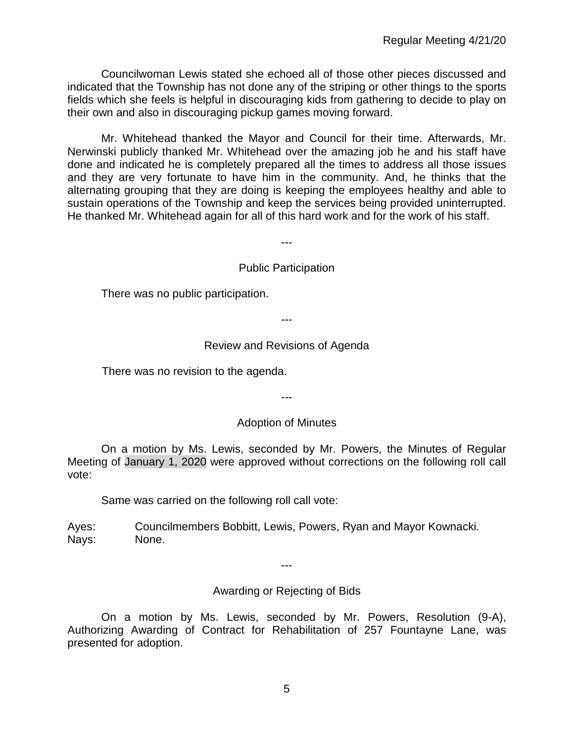Councilwoman Lewis stated she echoed all of those other pieces discussed and indicated that the Township has not done any of the striping or other things to the sports fields which she feels is helpful in discouraging kids from gathering to decide to play on their own and also in discouraging pickup games moving forward.

Mr. Whitehead thanked the Mayor and Council for their time. Afterwards, Mr. Nerwinski publicly thanked Mr. Whitehead over the amazing job he and his staff have done and indicated he is completely prepared all the times to address all those issues and they are very fortunate to have him in the community. And, he thinks that the alternating grouping that they are doing is keeping the employees healthy and able to sustain operations of the Township and keep the services being provided uninterrupted. He thanked Mr. Whitehead again for all of this hard work and for the work of his staff.

---

Public Participation

There was no public participation.

---

Review and Revisions of Agenda

There was no revision to the agenda.

---

Adoption of Minutes

On a motion by Ms. Lewis, seconded by Mr. Powers, the Minutes of Regular Meeting of January 1, 2020 were approved without corrections on the following roll call vote:

Same was carried on the following roll call vote:

Ayes: Councilmembers Bobbitt, Lewis, Powers, Ryan and Mayor Kownacki.
Nays: None.

---

Awarding or Rejecting of Bids

On a motion by Ms. Lewis, seconded by Mr. Powers, Resolution (9-A), Authorizing Awarding of Contract for Rehabilitation of 257 Fountayne Lane, was presented for adoption.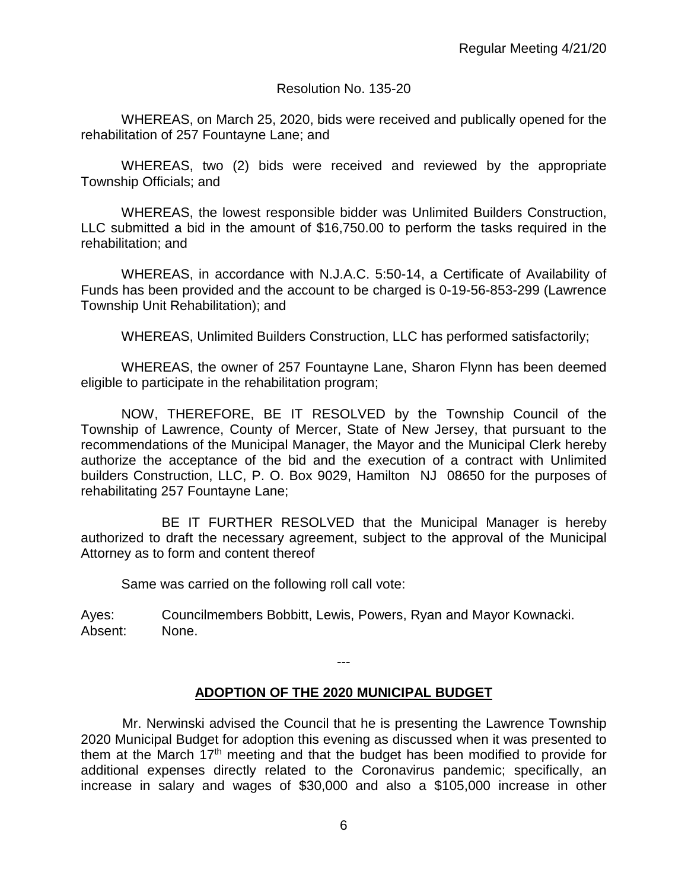Resolution No. 135-20

WHEREAS, on March 25, 2020, bids were received and publically opened for the rehabilitation of 257 Fountayne Lane; and

WHEREAS, two (2) bids were received and reviewed by the appropriate Township Officials; and

WHEREAS, the lowest responsible bidder was Unlimited Builders Construction, LLC submitted a bid in the amount of $16,750.00 to perform the tasks required in the rehabilitation; and

WHEREAS, in accordance with N.J.A.C. 5:50-14, a Certificate of Availability of Funds has been provided and the account to be charged is 0-19-56-853-299 (Lawrence Township Unit Rehabilitation); and

WHEREAS, Unlimited Builders Construction, LLC has performed satisfactorily;

WHEREAS, the owner of 257 Fountayne Lane, Sharon Flynn has been deemed eligible to participate in the rehabilitation program;

NOW, THEREFORE, BE IT RESOLVED by the Township Council of the Township of Lawrence, County of Mercer, State of New Jersey, that pursuant to the recommendations of the Municipal Manager, the Mayor and the Municipal Clerk hereby authorize the acceptance of the bid and the execution of a contract with Unlimited builders Construction, LLC, P. O. Box 9029, Hamilton NJ 08650 for the purposes of rehabilitating 257 Fountayne Lane;

BE IT FURTHER RESOLVED that the Municipal Manager is hereby authorized to draft the necessary agreement, subject to the approval of the Municipal Attorney as to form and content thereof

Same was carried on the following roll call vote:

Ayes: Councilmembers Bobbitt, Lewis, Powers, Ryan and Mayor Kownacki.
Absent: None.

---

## ADOPTION OF THE 2020 MUNICIPAL BUDGET

Mr. Nerwinski advised the Council that he is presenting the Lawrence Township 2020 Municipal Budget for adoption this evening as discussed when it was presented to them at the March 17th meeting and that the budget has been modified to provide for additional expenses directly related to the Coronavirus pandemic; specifically, an increase in salary and wages of $30,000 and also a $105,000 increase in other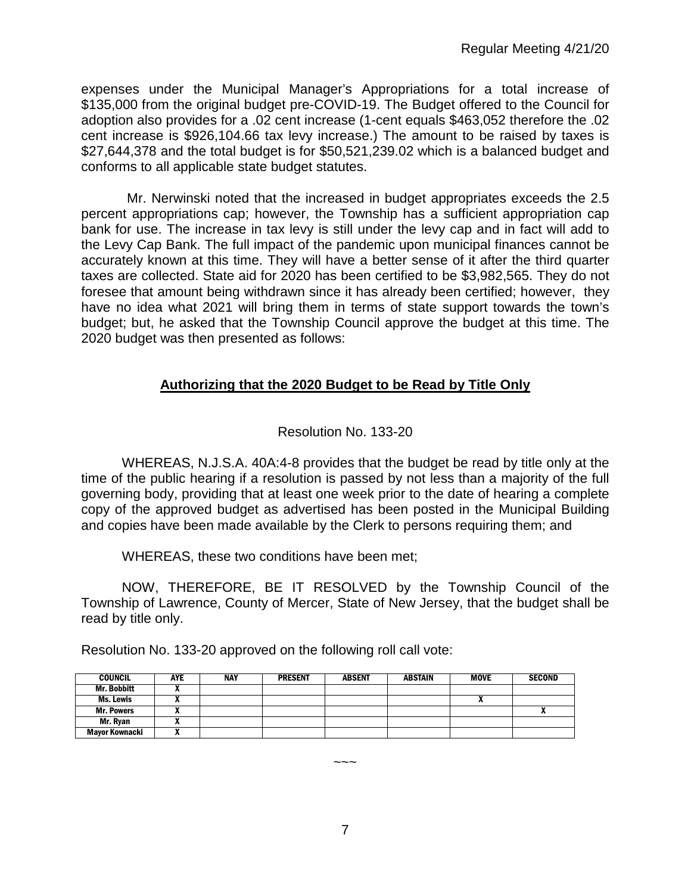expenses under the Municipal Manager's Appropriations for a total increase of $135,000 from the original budget pre-COVID-19. The Budget offered to the Council for adoption also provides for a .02 cent increase (1-cent equals $463,052 therefore the .02 cent increase is $926,104.66 tax levy increase.) The amount to be raised by taxes is $27,644,378 and the total budget is for $50,521,239.02 which is a balanced budget and conforms to all applicable state budget statutes.

Mr. Nerwinski noted that the increased in budget appropriates exceeds the 2.5 percent appropriations cap; however, the Township has a sufficient appropriation cap bank for use. The increase in tax levy is still under the levy cap and in fact will add to the Levy Cap Bank. The full impact of the pandemic upon municipal finances cannot be accurately known at this time. They will have a better sense of it after the third quarter taxes are collected. State aid for 2020 has been certified to be $3,982,565. They do not foresee that amount being withdrawn since it has already been certified; however, they have no idea what 2021 will bring them in terms of state support towards the town's budget; but, he asked that the Township Council approve the budget at this time. The 2020 budget was then presented as follows:

## **Authorizing that the 2020 Budget to be Read by Title Only**

Resolution No. 133-20

WHEREAS, N.J.S.A. 40A:4-8 provides that the budget be read by title only at the time of the public hearing if a resolution is passed by not less than a majority of the full governing body, providing that at least one week prior to the date of hearing a complete copy of the approved budget as advertised has been posted in the Municipal Building and copies have been made available by the Clerk to persons requiring them; and

WHEREAS, these two conditions have been met;

NOW, THEREFORE, BE IT RESOLVED by the Township Council of the Township of Lawrence, County of Mercer, State of New Jersey, that the budget shall be read by title only.

Resolution No. 133-20 approved on the following roll call vote:

| COUNCIL | AYE | NAY | PRESENT | ABSENT | ABSTAIN | MOVE | SECOND |
|---|---|---|---|---|---|---|---|
| Mr. Bobbitt | X | | | | | | |
| Ms. Lewis | X | | | | | X | |
| Mr. Powers | X | | | | | | X |
| Mr. Ryan | X | | | | | | |
| Mayor Kownacki | X | | | | | | |

~~~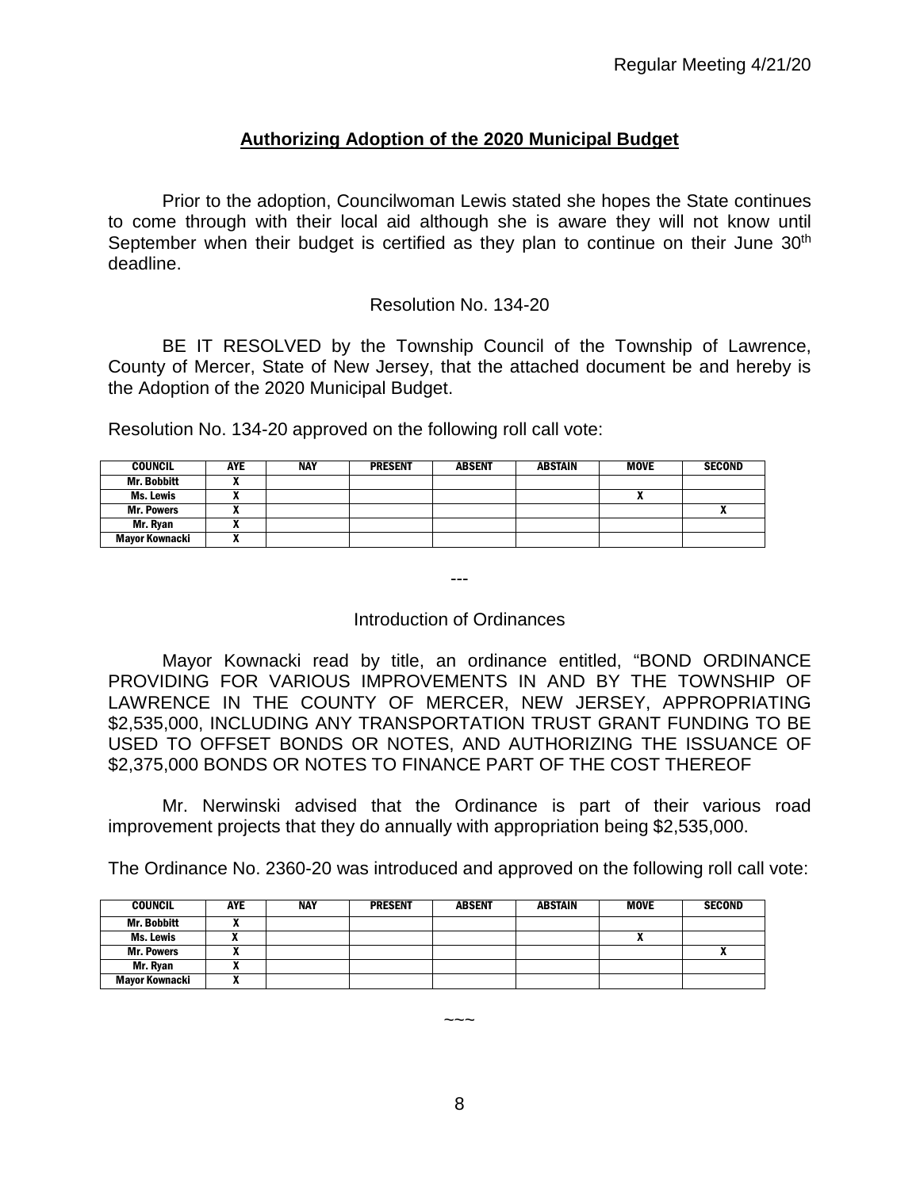## **Authorizing Adoption of the 2020 Municipal Budget**

Prior to the adoption, Councilwoman Lewis stated she hopes the State continues to come through with their local aid although she is aware they will not know until September when their budget is certified as they plan to continue on their June 30th deadline.

Resolution No. 134-20

BE IT RESOLVED by the Township Council of the Township of Lawrence, County of Mercer, State of New Jersey, that the attached document be and hereby is the Adoption of the 2020 Municipal Budget.

Resolution No. 134-20 approved on the following roll call vote:

| COUNCIL | AYE | NAY | PRESENT | ABSENT | ABSTAIN | MOVE | SECOND |
|---|---|---|---|---|---|---|---|
| Mr. Bobbitt | X | | | | | | |
| Ms. Lewis | X | | | | | X | |
| Mr. Powers | X | | | | | | X |
| Mr. Ryan | X | | | | | | |
| Mayor Kownacki | X | | | | | | |

---

Introduction of Ordinances

Mayor Kownacki read by title, an ordinance entitled, "BOND ORDINANCE PROVIDING FOR VARIOUS IMPROVEMENTS IN AND BY THE TOWNSHIP OF LAWRENCE IN THE COUNTY OF MERCER, NEW JERSEY, APPROPRIATING $2,535,000, INCLUDING ANY TRANSPORTATION TRUST GRANT FUNDING TO BE USED TO OFFSET BONDS OR NOTES, AND AUTHORIZING THE ISSUANCE OF $2,375,000 BONDS OR NOTES TO FINANCE PART OF THE COST THEREOF

Mr. Nerwinski advised that the Ordinance is part of their various road improvement projects that they do annually with appropriation being $2,535,000.

The Ordinance No. 2360-20 was introduced and approved on the following roll call vote:

| COUNCIL | AYE | NAY | PRESENT | ABSENT | ABSTAIN | MOVE | SECOND |
|---|---|---|---|---|---|---|---|
| Mr. Bobbitt | X | | | | | | |
| Ms. Lewis | X | | | | | X | |
| Mr. Powers | X | | | | | | X |
| Mr. Ryan | X | | | | | | |
| Mayor Kownacki | X | | | | | | |

~~~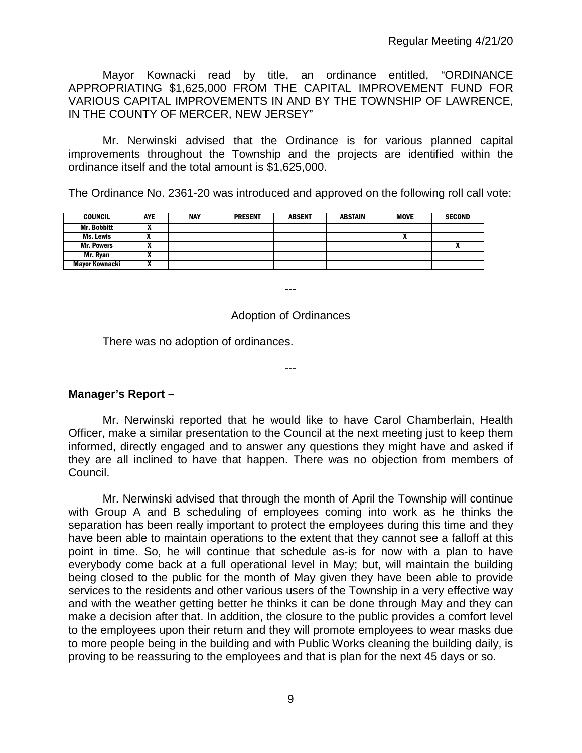Mayor Kownacki read by title, an ordinance entitled, "ORDINANCE APPROPRIATING $1,625,000 FROM THE CAPITAL IMPROVEMENT FUND FOR VARIOUS CAPITAL IMPROVEMENTS IN AND BY THE TOWNSHIP OF LAWRENCE, IN THE COUNTY OF MERCER, NEW JERSEY"

Mr. Nerwinski advised that the Ordinance is for various planned capital improvements throughout the Township and the projects are identified within the ordinance itself and the total amount is $1,625,000.

The Ordinance No. 2361-20 was introduced and approved on the following roll call vote:

| COUNCIL | AYE | NAY | PRESENT | ABSENT | ABSTAIN | MOVE | SECOND |
|---|---|---|---|---|---|---|---|
| Mr. Bobbitt | X | | | | | | |
| Ms. Lewis | X | | | | | X | |
| Mr. Powers | X | | | | | | X |
| Mr. Ryan | X | | | | | | |
| Mayor Kownacki | X | | | | | | |

---

Adoption of Ordinances

There was no adoption of ordinances.

---

**Manager's Report –**

Mr. Nerwinski reported that he would like to have Carol Chamberlain, Health Officer, make a similar presentation to the Council at the next meeting just to keep them informed, directly engaged and to answer any questions they might have and asked if they are all inclined to have that happen. There was no objection from members of Council.

Mr. Nerwinski advised that through the month of April the Township will continue with Group A and B scheduling of employees coming into work as he thinks the separation has been really important to protect the employees during this time and they have been able to maintain operations to the extent that they cannot see a falloff at this point in time. So, he will continue that schedule as-is for now with a plan to have everybody come back at a full operational level in May; but, will maintain the building being closed to the public for the month of May given they have been able to provide services to the residents and other various users of the Township in a very effective way and with the weather getting better he thinks it can be done through May and they can make a decision after that. In addition, the closure to the public provides a comfort level to the employees upon their return and they will promote employees to wear masks due to more people being in the building and with Public Works cleaning the building daily, is proving to be reassuring to the employees and that is plan for the next 45 days or so.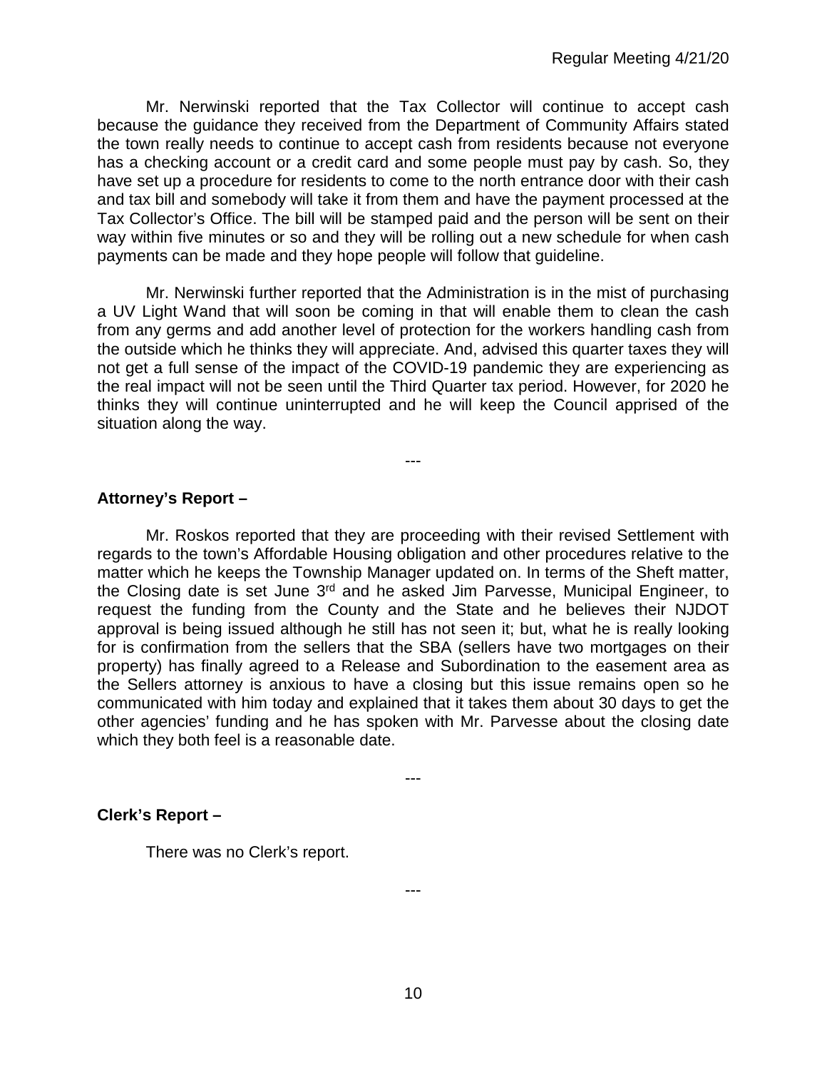Mr. Nerwinski reported that the Tax Collector will continue to accept cash because the guidance they received from the Department of Community Affairs stated the town really needs to continue to accept cash from residents because not everyone has a checking account or a credit card and some people must pay by cash. So, they have set up a procedure for residents to come to the north entrance door with their cash and tax bill and somebody will take it from them and have the payment processed at the Tax Collector's Office. The bill will be stamped paid and the person will be sent on their way within five minutes or so and they will be rolling out a new schedule for when cash payments can be made and they hope people will follow that guideline.

Mr. Nerwinski further reported that the Administration is in the mist of purchasing a UV Light Wand that will soon be coming in that will enable them to clean the cash from any germs and add another level of protection for the workers handling cash from the outside which he thinks they will appreciate. And, advised this quarter taxes they will not get a full sense of the impact of the COVID-19 pandemic they are experiencing as the real impact will not be seen until the Third Quarter tax period. However, for 2020 he thinks they will continue uninterrupted and he will keep the Council apprised of the situation along the way.

---

**Attorney's Report –**

Mr. Roskos reported that they are proceeding with their revised Settlement with regards to the town's Affordable Housing obligation and other procedures relative to the matter which he keeps the Township Manager updated on. In terms of the Sheft matter, the Closing date is set June 3rd and he asked Jim Parvesse, Municipal Engineer, to request the funding from the County and the State and he believes their NJDOT approval is being issued although he still has not seen it; but, what he is really looking for is confirmation from the sellers that the SBA (sellers have two mortgages on their property) has finally agreed to a Release and Subordination to the easement area as the Sellers attorney is anxious to have a closing but this issue remains open so he communicated with him today and explained that it takes them about 30 days to get the other agencies' funding and he has spoken with Mr. Parvesse about the closing date which they both feel is a reasonable date.

---

**Clerk's Report –**

There was no Clerk's report.

---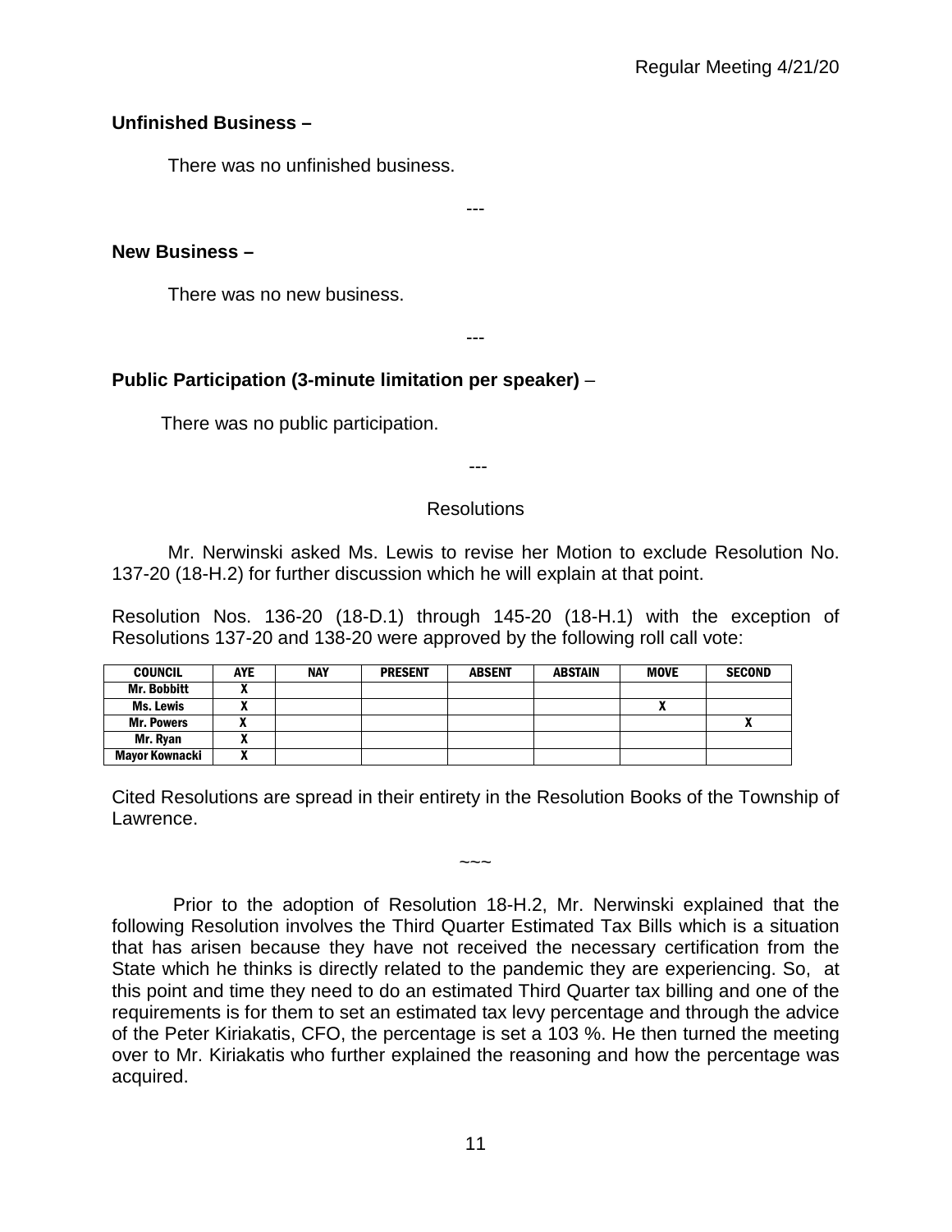**Unfinished Business –**

There was no unfinished business.

---

**New Business –**

There was no new business.

---

**Public Participation (3-minute limitation per speaker)** –

There was no public participation.

---

Resolutions

Mr. Nerwinski asked Ms. Lewis to revise her Motion to exclude Resolution No. 137-20 (18-H.2) for further discussion which he will explain at that point.

Resolution Nos. 136-20 (18-D.1) through 145-20 (18-H.1) with the exception of Resolutions 137-20 and 138-20 were approved by the following roll call vote:

| COUNCIL | AYE | NAY | PRESENT | ABSENT | ABSTAIN | MOVE | SECOND |
|---|---|---|---|---|---|---|---|
| Mr. Bobbitt | X | | | | | | |
| Ms. Lewis | X | | | | | X | |
| Mr. Powers | X | | | | | | X |
| Mr. Ryan | X | | | | | | |
| Mayor Kownacki | X | | | | | | |

Cited Resolutions are spread in their entirety in the Resolution Books of the Township of Lawrence.

~~~

Prior to the adoption of Resolution 18-H.2, Mr. Nerwinski explained that the following Resolution involves the Third Quarter Estimated Tax Bills which is a situation that has arisen because they have not received the necessary certification from the State which he thinks is directly related to the pandemic they are experiencing. So, at this point and time they need to do an estimated Third Quarter tax billing and one of the requirements is for them to set an estimated tax levy percentage and through the advice of the Peter Kiriakatis, CFO, the percentage is set a 103 %. He then turned the meeting over to Mr. Kiriakatis who further explained the reasoning and how the percentage was acquired.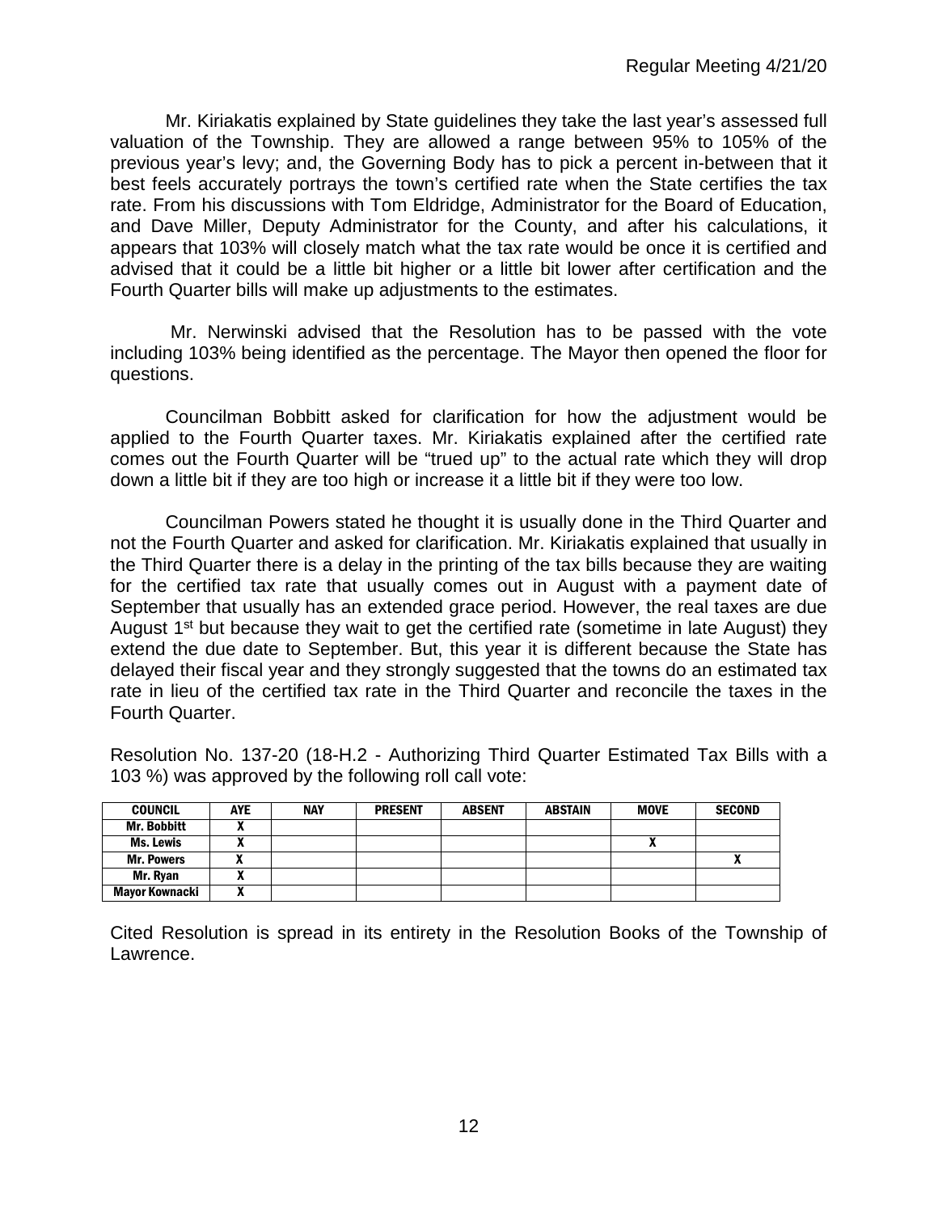Mr. Kiriakatis explained by State guidelines they take the last year's assessed full valuation of the Township. They are allowed a range between 95% to 105% of the previous year's levy; and, the Governing Body has to pick a percent in-between that it best feels accurately portrays the town's certified rate when the State certifies the tax rate. From his discussions with Tom Eldridge, Administrator for the Board of Education, and Dave Miller, Deputy Administrator for the County, and after his calculations, it appears that 103% will closely match what the tax rate would be once it is certified and advised that it could be a little bit higher or a little bit lower after certification and the Fourth Quarter bills will make up adjustments to the estimates.

Mr. Nerwinski advised that the Resolution has to be passed with the vote including 103% being identified as the percentage. The Mayor then opened the floor for questions.

Councilman Bobbitt asked for clarification for how the adjustment would be applied to the Fourth Quarter taxes. Mr. Kiriakatis explained after the certified rate comes out the Fourth Quarter will be "trued up" to the actual rate which they will drop down a little bit if they are too high or increase it a little bit if they were too low.

Councilman Powers stated he thought it is usually done in the Third Quarter and not the Fourth Quarter and asked for clarification. Mr. Kiriakatis explained that usually in the Third Quarter there is a delay in the printing of the tax bills because they are waiting for the certified tax rate that usually comes out in August with a payment date of September that usually has an extended grace period. However, the real taxes are due August 1st but because they wait to get the certified rate (sometime in late August) they extend the due date to September. But, this year it is different because the State has delayed their fiscal year and they strongly suggested that the towns do an estimated tax rate in lieu of the certified tax rate in the Third Quarter and reconcile the taxes in the Fourth Quarter.

Resolution No. 137-20 (18-H.2 - Authorizing Third Quarter Estimated Tax Bills with a 103 %) was approved by the following roll call vote:

| COUNCIL | AYE | NAY | PRESENT | ABSENT | ABSTAIN | MOVE | SECOND |
|---|---|---|---|---|---|---|---|
| Mr. Bobbitt | X | | | | | | |
| Ms. Lewis | X | | | | | X | |
| Mr. Powers | X | | | | | | X |
| Mr. Ryan | X | | | | | | |
| Mayor Kownacki | X | | | | | | |

Cited Resolution is spread in its entirety in the Resolution Books of the Township of Lawrence.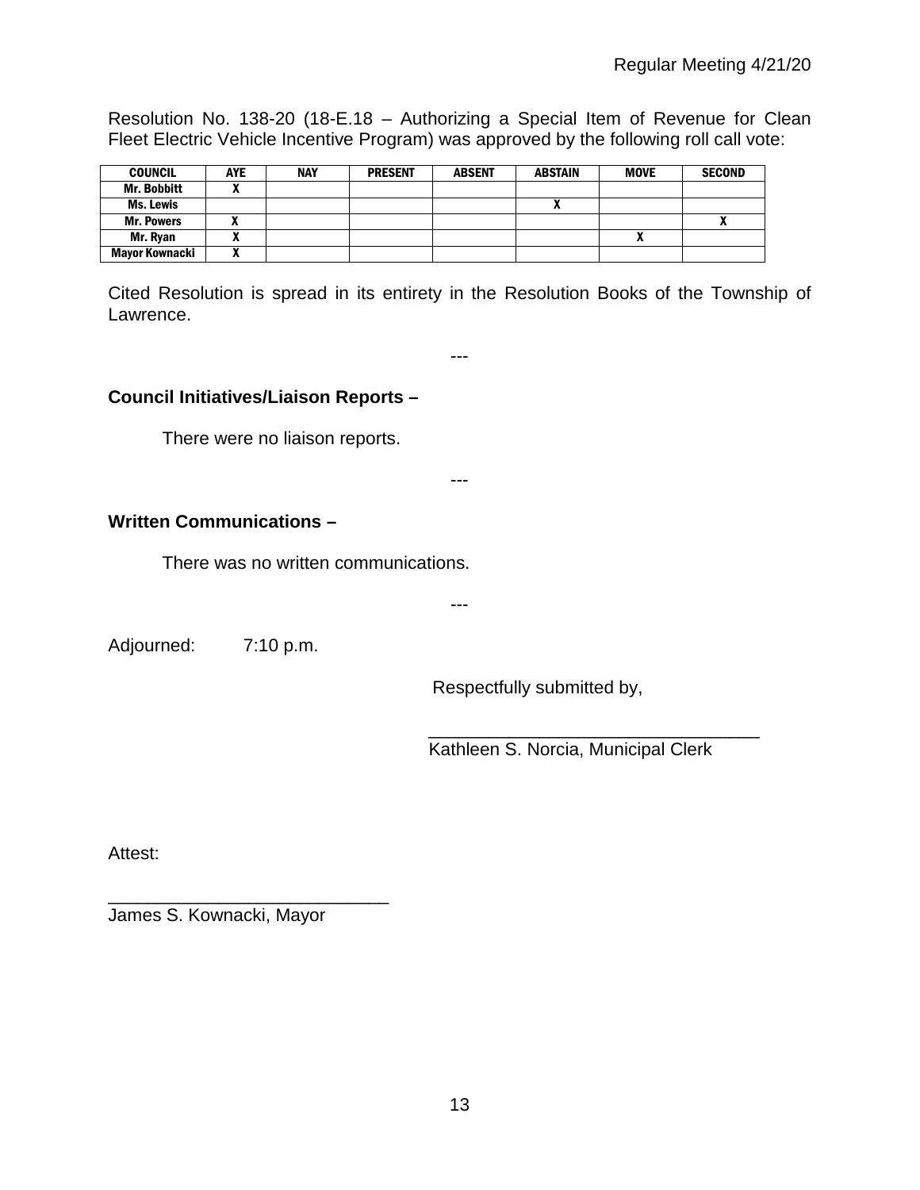Resolution No. 138-20 (18-E.18 – Authorizing a Special Item of Revenue for Clean Fleet Electric Vehicle Incentive Program) was approved by the following roll call vote:

| COUNCIL | AYE | NAY | PRESENT | ABSENT | ABSTAIN | MOVE | SECOND |
|---|---|---|---|---|---|---|---|
| Mr. Bobbitt | X | | | | | | |
| Ms. Lewis | | | | | X | | |
| Mr. Powers | X | | | | | | X |
| Mr. Ryan | X | | | | | X | |
| Mayor Kownacki | X | | | | | | |

Cited Resolution is spread in its entirety in the Resolution Books of the Township of Lawrence.

---

**Council Initiatives/Liaison Reports –**

There were no liaison reports.

---

**Written Communications –**

There was no written communications.

---

Adjourned: 7:10 p.m.

Respectfully submitted by,

\_\_\_\_\_\_\_\_\_\_\_\_\_\_\_\_\_\_\_\_\_\_\_\_\_\_\_\_\_\_\_\_\_\_
Kathleen S. Norcia, Municipal Clerk

Attest:

\_\_\_\_\_\_\_\_\_\_\_\_\_\_\_\_\_\_\_\_\_\_\_\_\_\_\_\_\_
James S. Kownacki, Mayor